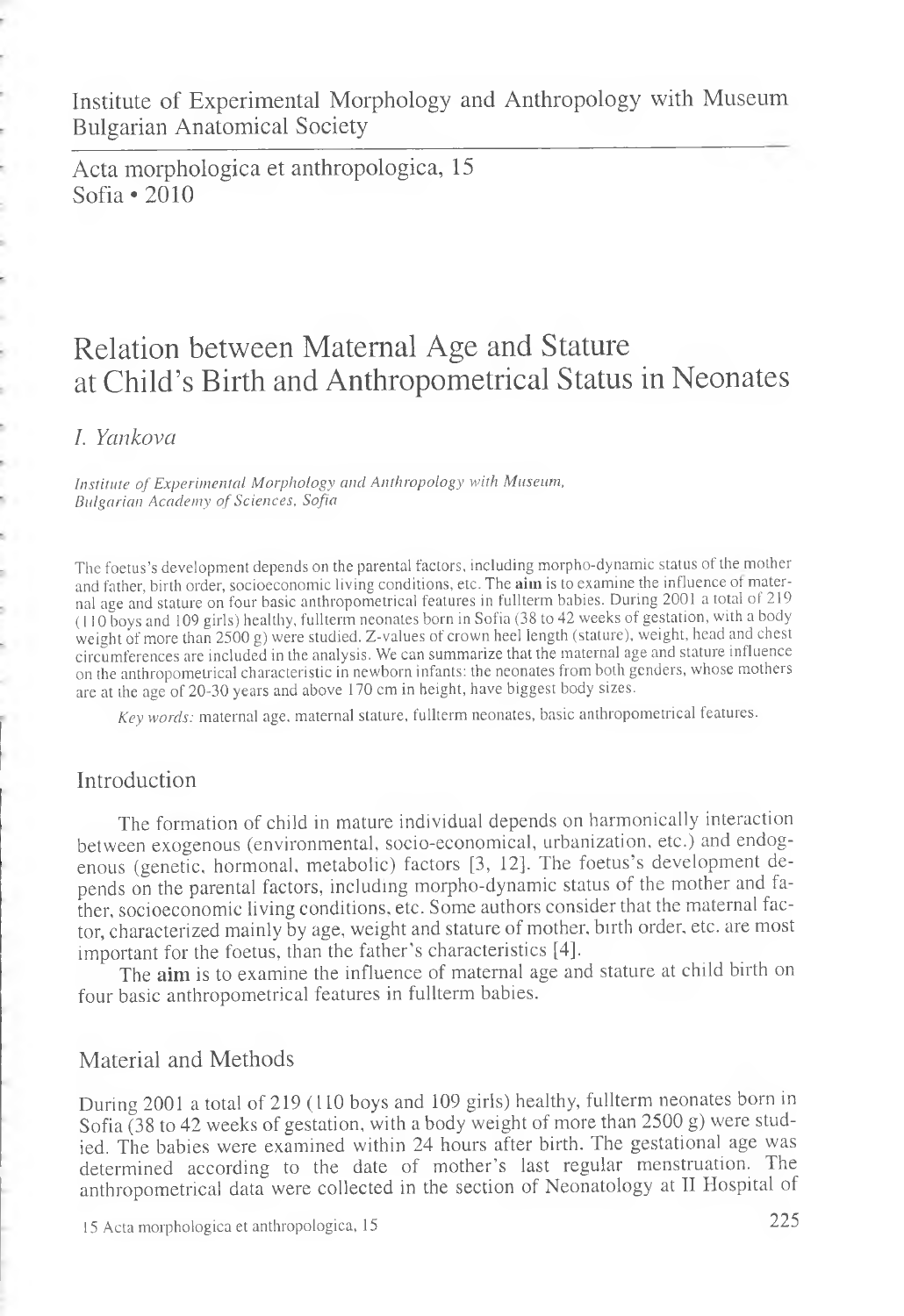Institute of Experimental Morphology and Anthropology with Museum
Bulgarian Anatomical Society

Acta morphologica et anthropologica, 15
Sofia • 2010

# Relation between Maternal Age and Stature at Child's Birth and Anthropometrical Status in Neonates

*I. Yankova*

*Institute of Experimental Morphology and Anthropology with Museum, Bulgarian Academy of Sciences, Sofia*

The foetus's development depends on the parental factors, including morpho-dynamic status of the mother and father, birth order, socioeconomic living conditions, etc. The **aim** is to examine the influence of maternal age and stature on four basic anthropometrical features in fullterm babies. During 2001 a total of 219 (110 boys and 109 girls) healthy, fullterm neonates born in Sofia (38 to 42 weeks of gestation, with a body weight of more than 2500 g) were studied. Z-values of crown heel length (stature), weight, head and chest circumferences are included in the analysis. We can summarize that the maternal age and stature influence on the anthropometrical characteristic in newborn infants: the neonates from both genders, whose mothers are at the age of 20-30 years and above 170 cm in height, have biggest body sizes.

*Key words:* maternal age, maternal stature, fullterm neonates, basic anthropometrical features.

## Introduction

The formation of child in mature individual depends on harmonically interaction between exogenous (environmental, socio-economical, urbanization, etc.) and endogenous (genetic, hormonal, metabolic) factors [3, 12]. The foetus's development depends on the parental factors, including morpho-dynamic status of the mother and father, socioeconomic living conditions, etc. Some authors consider that the maternal factor, characterized mainly by age, weight and stature of mother, birth order, etc. are most important for the foetus, than the father's characteristics [4].

The **aim** is to examine the influence of maternal age and stature at child birth on four basic anthropometrical features in fullterm babies.

## Material and Methods

During 2001 a total of 219 (110 boys and 109 girls) healthy, fullterm neonates born in Sofia (38 to 42 weeks of gestation, with a body weight of more than 2500 g) were studied. The babies were examined within 24 hours after birth. The gestational age was determined according to the date of mother's last regular menstruation. The anthropometrical data were collected in the section of Neonatology at II Hospital of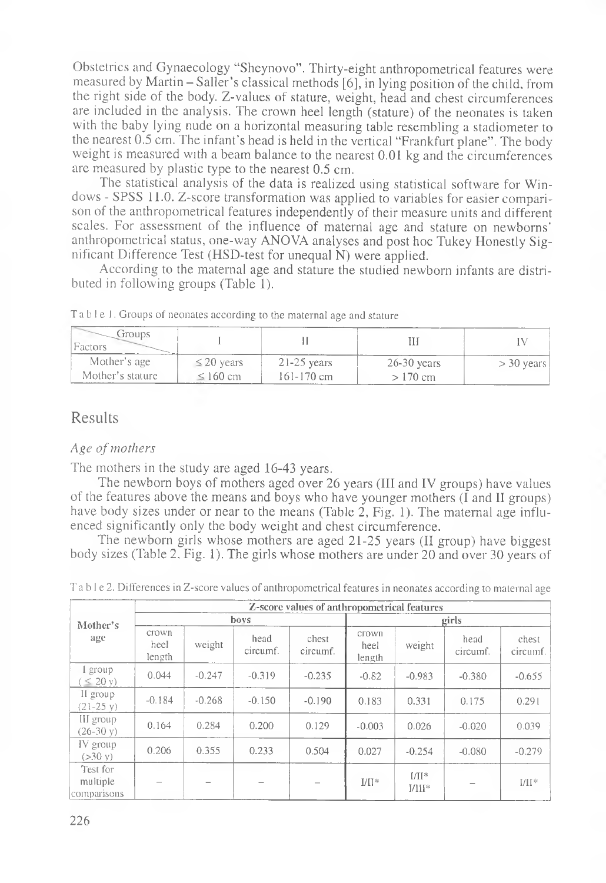Obstetrics and Gynaecology "Sheynovo". Thirty-eight anthropometrical features were measured by Martin – Saller's classical methods [6], in lying position of the child, from the right side of the body. Z-values of stature, weight, head and chest circumferences are included in the analysis. The crown heel length (stature) of the neonates is taken with the baby lying nude on a horizontal measuring table resembling a stadiometer to the nearest 0.5 cm. The infant's head is held in the vertical "Frankfurt plane". The body weight is measured with a beam balance to the nearest 0.01 kg and the circumferences are measured by plastic type to the nearest 0.5 cm.

The statistical analysis of the data is realized using statistical software for Windows - SPSS 11.0. Z-score transformation was applied to variables for easier comparison of the anthropometrical features independently of their measure units and different scales. For assessment of the influence of maternal age and stature on newborns' anthropometrical status, one-way ANOVA analyses and post hoc Tukey Honestly Significant Difference Test (HSD-test for unequal N) were applied.

According to the maternal age and stature the studied newborn infants are distributed in following groups (Table 1).

Table 1. Groups of neonates according to the maternal age and stature

| Factors / Groups | I | II | III | IV |
|---|---|---|---|---|
| Mother's age | ≤ 20 years | 21-25 years | 26-30 years | > 30 years |
| Mother's stature | ≤ 160 cm | 161-170 cm | > 170 cm | |

## Results

### *Age of mothers*

The mothers in the study are aged 16-43 years.

The newborn boys of mothers aged over 26 years (III and IV groups) have values of the features above the means and boys who have younger mothers (I and II groups) have body sizes under or near to the means (Table 2, Fig. 1). The maternal age influenced significantly only the body weight and chest circumference.

The newborn girls whose mothers are aged 21-25 years (II group) have biggest body sizes (Table 2, Fig. 1). The girls whose mothers are under 20 and over 30 years of

Table 2. Differences in Z-score values of anthropometrical features in neonates according to maternal age

| Mother's age | Z-score values of anthropometrical features | | | | | | | |
|---|---|---|---|---|---|---|---|---|
| | boys | | | | girls | | | |
| | crown heel length | weight | head circumf. | chest circumf. | crown heel length | weight | head circumf. | chest circumf. |
| I group (≤ 20 y) | 0.044 | -0.247 | -0.319 | -0.235 | -0.82 | -0.983 | -0.380 | -0.655 |
| II group (21-25 y) | -0.184 | -0.268 | -0.150 | -0.190 | 0.183 | 0.331 | 0.175 | 0.291 |
| III group (26-30 y) | 0.164 | 0.284 | 0.200 | 0.129 | -0.003 | 0.026 | -0.020 | 0.039 |
| IV group (>30 y) | 0.206 | 0.355 | 0.233 | 0.504 | 0.027 | -0.254 | -0.080 | -0.279 |
| Test for multiple comparisons | – | – | – | – | I/II* | I/II* I/III* | – | I/II* |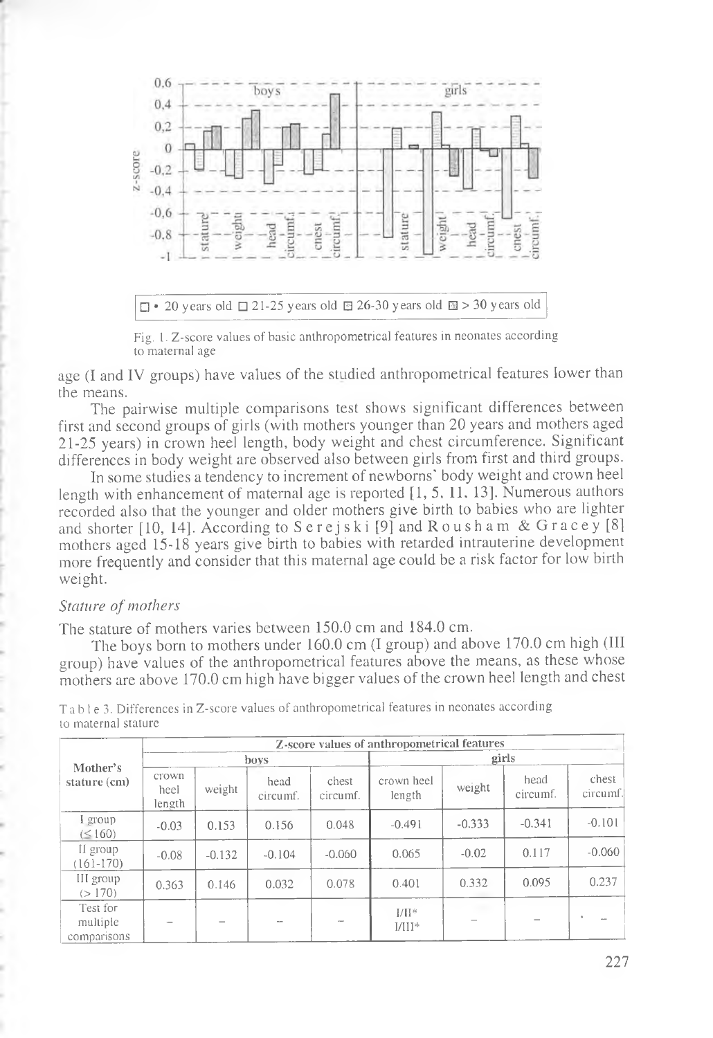Fig. 1. Z-score values of basic anthropometrical features in neonates according to maternal age

age (I and IV groups) have values of the studied anthropometrical features lower than the means.

The pairwise multiple comparisons test shows significant differences between first and second groups of girls (with mothers younger than 20 years and mothers aged 21-25 years) in crown heel length, body weight and chest circumference. Significant differences in body weight are observed also between girls from first and third groups.

In some studies a tendency to increment of newborns' body weight and crown heel length with enhancement of maternal age is reported [1, 5, 11, 13]. Numerous authors recorded also that the younger and older mothers give birth to babies who are lighter and shorter [10, 14]. According to Serejski [9] and Rousham & Gracey [8] mothers aged 15-18 years give birth to babies with retarded intrauterine development more frequently and consider that this maternal age could be a risk factor for low birth weight.

*Stature of mothers*

The stature of mothers varies between 150.0 cm and 184.0 cm.

The boys born to mothers under 160.0 cm (I group) and above 170.0 cm high (III group) have values of the anthropometrical features above the means, as these whose mothers are above 170.0 cm high have bigger values of the crown heel length and chest

Table 3. Differences in Z-score values of anthropometrical features in neonates according to maternal stature

| Mother's stature (cm) | Z-score values of anthropometrical features | | | | | | | |
|---|---|---|---|---|---|---|---|---|
| | boys | | | | girls | | | |
| | crown heel length | weight | head circumf. | chest circumf. | crown heel length | weight | head circumf. | chest circumf. |
| I group (≤160) | -0.03 | 0.153 | 0.156 | 0.048 | -0.491 | -0.333 | -0.341 | -0.101 |
| II group (161-170) | -0.08 | -0.132 | -0.104 | -0.060 | 0.065 | -0.02 | 0.117 | -0.060 |
| III group (> 170) | 0.363 | 0.146 | 0.032 | 0.078 | 0.401 | 0.332 | 0.095 | 0.237 |
| Test for multiple comparisons | – | – | – | – | I/II* I/III* | – | – | – |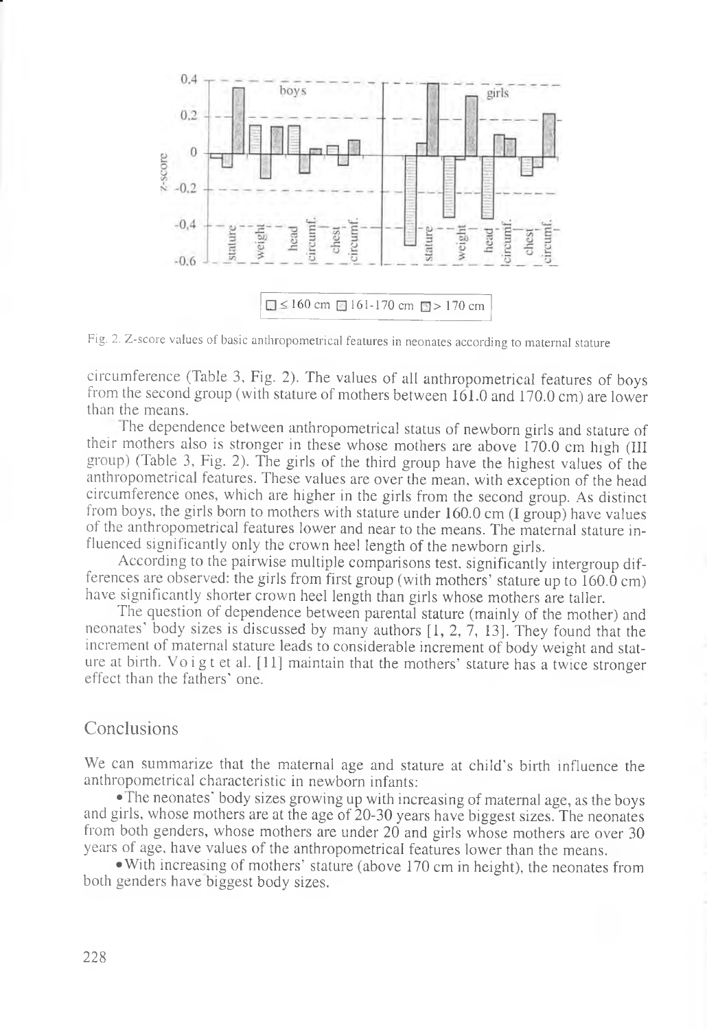Fig. 2. Z-score values of basic anthropometrical features in neonates according to maternal stature

circumference (Table 3, Fig. 2). The values of all anthropometrical features of boys from the second group (with stature of mothers between 161.0 and 170.0 cm) are lower than the means.

The dependence between anthropometrical status of newborn girls and stature of their mothers also is stronger in these whose mothers are above 170.0 cm high (III group) (Table 3, Fig. 2). The girls of the third group have the highest values of the anthropometrical features. These values are over the mean, with exception of the head circumference ones, which are higher in the girls from the second group. As distinct from boys, the girls born to mothers with stature under 160.0 cm (I group) have values of the anthropometrical features lower and near to the means. The maternal stature influenced significantly only the crown heel length of the newborn girls.

According to the pairwise multiple comparisons test, significantly intergroup differences are observed: the girls from first group (with mothers' stature up to 160.0 cm) have significantly shorter crown heel length than girls whose mothers are taller.

The question of dependence between parental stature (mainly of the mother) and neonates' body sizes is discussed by many authors [1, 2, 7, 13]. They found that the increment of maternal stature leads to considerable increment of body weight and stature at birth. Voigt et al. [11] maintain that the mothers' stature has a twice stronger effect than the fathers' one.

## Conclusions

We can summarize that the maternal age and stature at child's birth influence the anthropometrical characteristic in newborn infants:

- The neonates' body sizes growing up with increasing of maternal age, as the boys and girls, whose mothers are at the age of 20-30 years have biggest sizes. The neonates from both genders, whose mothers are under 20 and girls whose mothers are over 30 years of age, have values of the anthropometrical features lower than the means.
- With increasing of mothers' stature (above 170 cm in height), the neonates from both genders have biggest body sizes.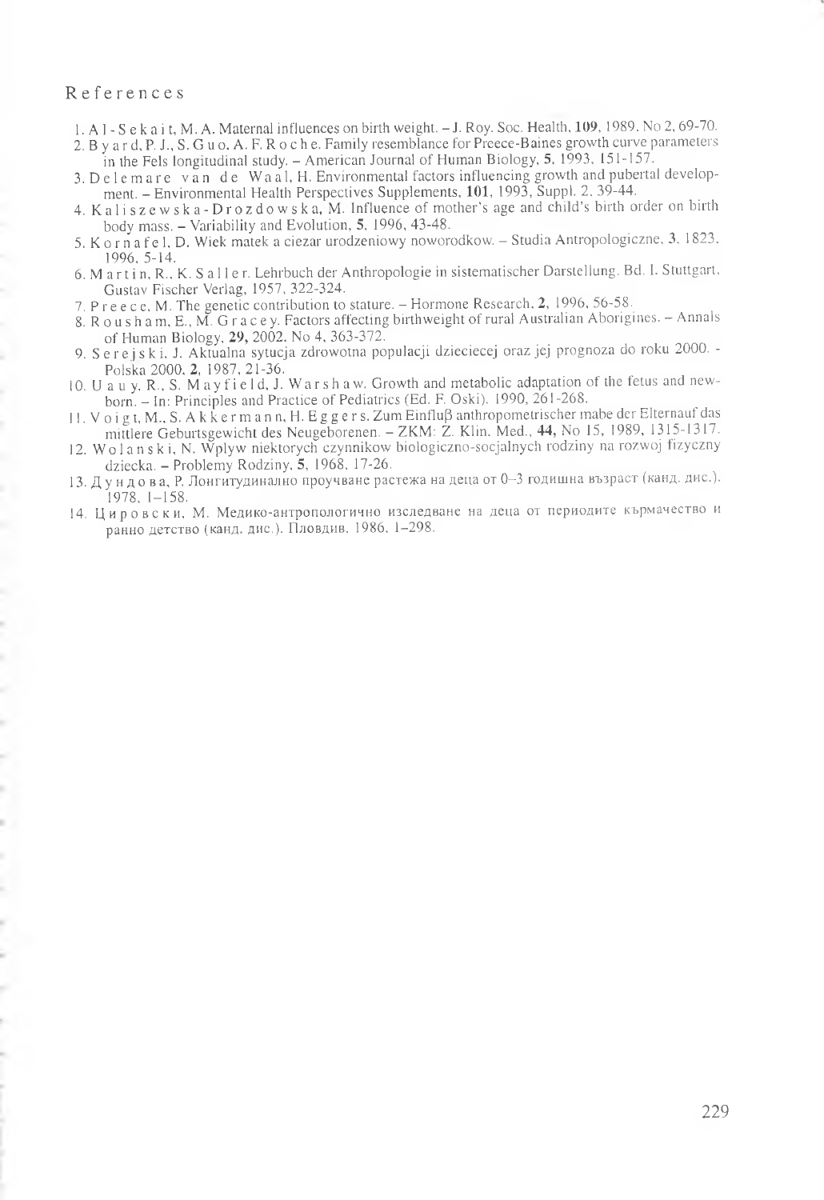## References

1. Al-Sekait, M. A. Maternal influences on birth weight. – J. Roy. Soc. Health, **109**, 1989. No 2, 69-70.
2. Byard, P. J., S. Guo, A. F. Roche. Family resemblance for Preece-Baines growth curve parameters in the Fels longitudinal study. – American Journal of Human Biology, **5**, 1993, 151-157.
3. Delemare van de Waal, H. Environmental factors influencing growth and pubertal development. – Environmental Health Perspectives Supplements, **101**, 1993, Suppl. 2, 39-44.
4. Kaliszewska-Drozdowska, M. Influence of mother's age and child's birth order on birth body mass. – Variability and Evolution, **5**, 1996, 43-48.
5. Kornafel, D. Wiek matek a ciezar urodzeniowy noworodkow. – Studia Antropologiczne, **3**, 1823, 1996, 5-14.
6. Martin, R., K. Saller. Lehrbuch der Anthropologie in sistematischer Darstellung. Bd. I. Stuttgart, Gustav Fischer Verlag, 1957, 322-324.
7. Preece, M. The genetic contribution to stature. – Hormone Research, **2**, 1996, 56-58.
8. Rousham, E., M. Gracey. Factors affecting birthweight of rural Australian Aborigines. – Annals of Human Biology, **29**, 2002, No 4, 363-372.
9. Serejski, J. Aktualna sytucja zdrowotna populacji dzieciecej oraz jej prognoza do roku 2000. - Polska 2000, **2**, 1987, 21-36.
10. Uauy, R., S. Mayfield, J. Warshaw. Growth and metabolic adaptation of the fetus and newborn. – In: Principles and Practice of Pediatrics (Ed. F. Oski). 1990, 261-268.
11. Voigt, M., S. Akkermann, H. Eggers. Zum Einfluβ anthropometrischer mabe der Elternauf das mittlere Geburtsgewicht des Neugeborenen. – ZKM: Z. Klin. Med., **44**, No 15, 1989, 1315-1317.
12. Wolanski, N. Wplyw niektorych czynnikow biologiczno-socjalnych rodziny na rozwoj fizyczny dziecka. – Problemy Rodziny, **5**, 1968, 17-26.
13. Дундова, Р. Лонгитудинално проучване растежа на деца от 0–3 годишна възраст (канд. дис.). 1978, 1–158.
14. Цировски, М. Медико-антропологично изследване на деца от периодите кърмачество и ранно детство (канд. дис.). Пловдив, 1986, 1–298.